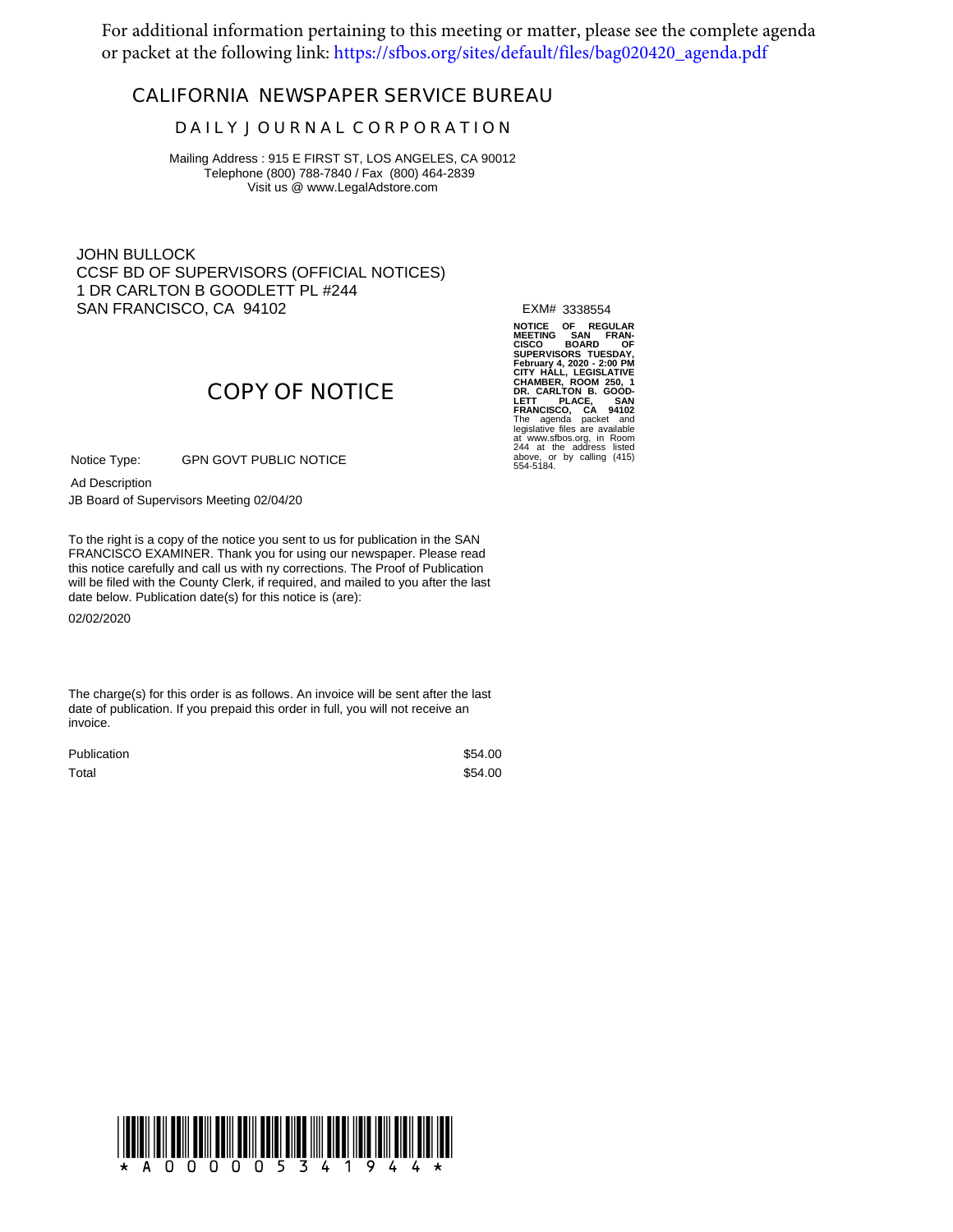For additional information pertaining to this meeting or matter, please see the complete agenda or packet at the following link: https://sfbos.org/sites/default/files/bag020420_agenda.pdf

## CALIFORNIA NEWSPAPER SERVICE BUREAU

### DAILY JOURNAL CORPORATION

Mailing Address : 915 E FIRST ST, LOS ANGELES, CA 90012
Telephone (800) 788-7840 / Fax (800) 464-2839
Visit us @ www.LegalAdstore.com

JOHN BULLOCK
CCSF BD OF SUPERVISORS (OFFICIAL NOTICES)
1 DR CARLTON B GOODLETT PL #244
SAN FRANCISCO, CA 94102

EXM# 3338554

**NOTICE OF REGULAR MEETING SAN FRANCISCO BOARD OF SUPERVISORS TUESDAY, February 4, 2020 - 2:00 PM CITY HALL, LEGISLATIVE CHAMBER, ROOM 250, 1 DR. CARLTON B. GOODLETT PLACE, SAN FRANCISCO, CA 94102**
The agenda packet and legislative files are available at www.sfbos.org, in Room 244 at the address listed above, or by calling (415) 554-5184.

## COPY OF NOTICE

Notice Type: GPN GOVT PUBLIC NOTICE

Ad Description
JB Board of Supervisors Meeting 02/04/20

To the right is a copy of the notice you sent to us for publication in the SAN FRANCISCO EXAMINER. Thank you for using our newspaper. Please read this notice carefully and call us with ny corrections. The Proof of Publication will be filed with the County Clerk, if required, and mailed to you after the last date below. Publication date(s) for this notice is (are):

02/02/2020

The charge(s) for this order is as follows. An invoice will be sent after the last date of publication. If you prepaid this order in full, you will not receive an invoice.

| | |
|---|---|
| Publication | $54.00 |
| Total | $54.00 |

\* A 0 0 0 0 0 5 3 4 1 9 4 4 \*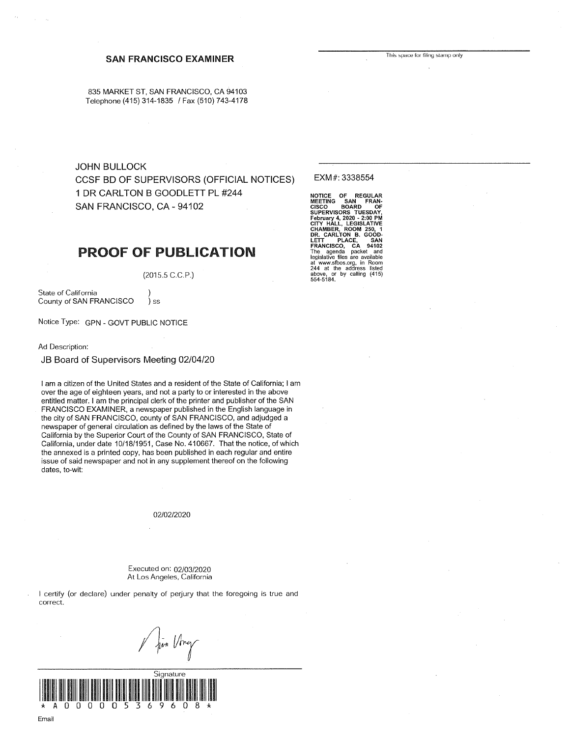**SAN FRANCISCO EXAMINER**

835 MARKET ST, SAN FRANCISCO, CA 94103
Telephone (415) 314-1835 / Fax (510) 743-4178

This space for filing stamp only

JOHN BULLOCK
CCSF BD OF SUPERVISORS (OFFICIAL NOTICES)
1 DR CARLTON B GOODLETT PL #244
SAN FRANCISCO, CA - 94102

EXM#: 3338554

**NOTICE OF REGULAR MEETING SAN FRANCISCO BOARD OF SUPERVISORS TUESDAY, February 4, 2020 - 2:00 PM CITY HALL, LEGISLATIVE CHAMBER, ROOM 250, 1 DR. CARLTON B. GOODLETT PLACE, SAN FRANCISCO, CA 94102**
The agenda packet and legislative files are available at www.sfbos.org, in Room 244 at the address listed above, or by calling (415) 554-5184.

# PROOF OF PUBLICATION

(2015.5 C.C.P.)

State of California )
County of SAN FRANCISCO ) ss

Notice Type: GPN - GOVT PUBLIC NOTICE

Ad Description:

JB Board of Supervisors Meeting 02/04/20

I am a citizen of the United States and a resident of the State of California; I am over the age of eighteen years, and not a party to or interested in the above entitled matter. I am the principal clerk of the printer and publisher of the SAN FRANCISCO EXAMINER, a newspaper published in the English language in the city of SAN FRANCISCO, county of SAN FRANCISCO, and adjudged a newspaper of general circulation as defined by the laws of the State of California by the Superior Court of the County of SAN FRANCISCO, State of California, under date 10/18/1951, Case No. 410667. That the notice, of which the annexed is a printed copy, has been published in each regular and entire issue of said newspaper and not in any supplement thereof on the following dates, to-wit:

02/02/2020

Executed on: 02/03/2020
At Los Angeles, California

I certify (or declare) under penalty of perjury that the foregoing is true and correct.

Signature

\* A 0 0 0 0 5 3 6 9 6 0 8 \*

Email